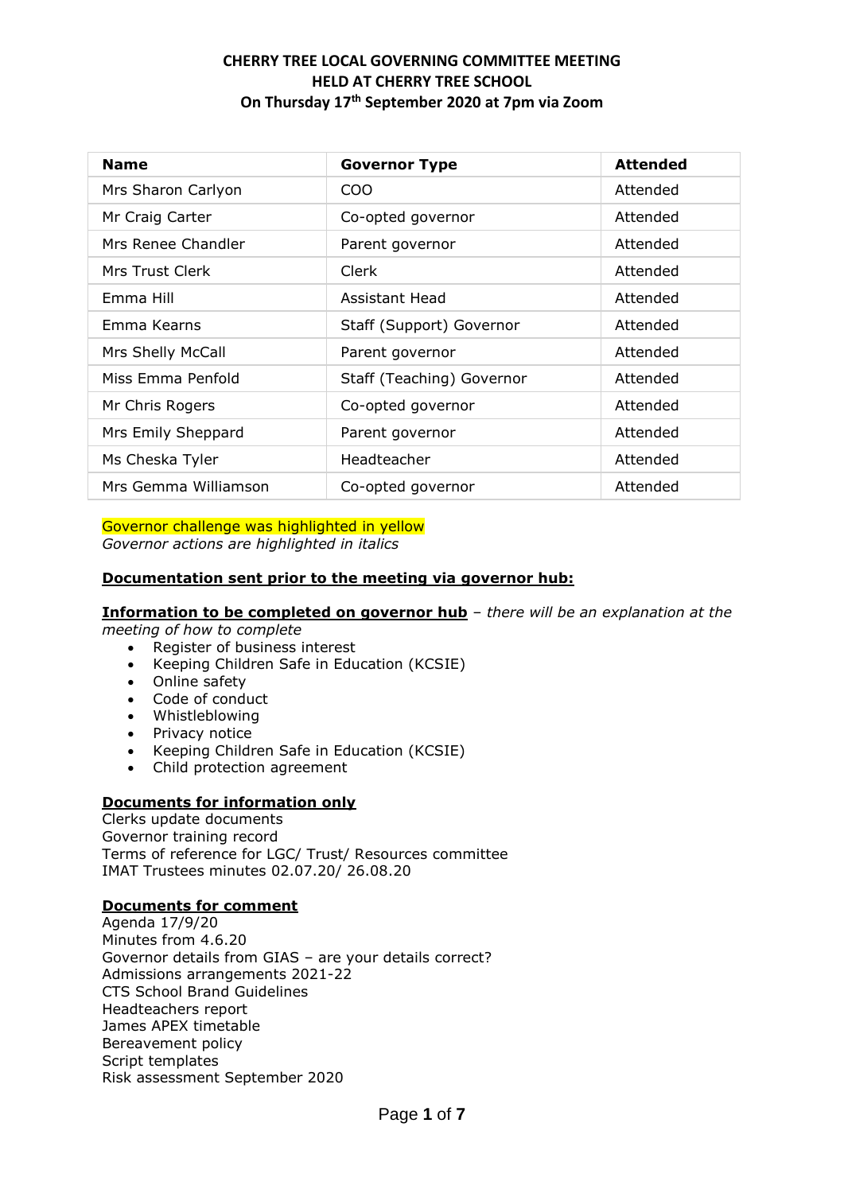# CHERRY TREE LOCAL GOVERNING COMMITTEE MEETING
## HELD AT CHERRY TREE SCHOOL
## On Thursday 17th September 2020 at 7pm via Zoom

| Name | Governor Type | Attended |
|---|---|---|
| Mrs Sharon Carlyon | COO | Attended |
| Mr Craig Carter | Co-opted governor | Attended |
| Mrs Renee Chandler | Parent governor | Attended |
| Mrs Trust Clerk | Clerk | Attended |
| Emma Hill | Assistant Head | Attended |
| Emma Kearns | Staff (Support) Governor | Attended |
| Mrs Shelly McCall | Parent governor | Attended |
| Miss Emma Penfold | Staff (Teaching) Governor | Attended |
| Mr Chris Rogers | Co-opted governor | Attended |
| Mrs Emily Sheppard | Parent governor | Attended |
| Ms Cheska Tyler | Headteacher | Attended |
| Mrs Gemma Williamson | Co-opted governor | Attended |

Governor challenge was highlighted in yellow
*Governor actions are highlighted in italics*

**Documentation sent prior to the meeting via governor hub:**

**Information to be completed on governor hub** – *there will be an explanation at the meeting of how to complete*

- Register of business interest
- Keeping Children Safe in Education (KCSIE)
- Online safety
- Code of conduct
- Whistleblowing
- Privacy notice
- Keeping Children Safe in Education (KCSIE)
- Child protection agreement

**Documents for information only**

Clerks update documents
Governor training record
Terms of reference for LGC/ Trust/ Resources committee
IMAT Trustees minutes 02.07.20/ 26.08.20

**Documents for comment**

Agenda 17/9/20
Minutes from 4.6.20
Governor details from GIAS – are your details correct?
Admissions arrangements 2021-22
CTS School Brand Guidelines
Headteachers report
James APEX timetable
Bereavement policy
Script templates
Risk assessment September 2020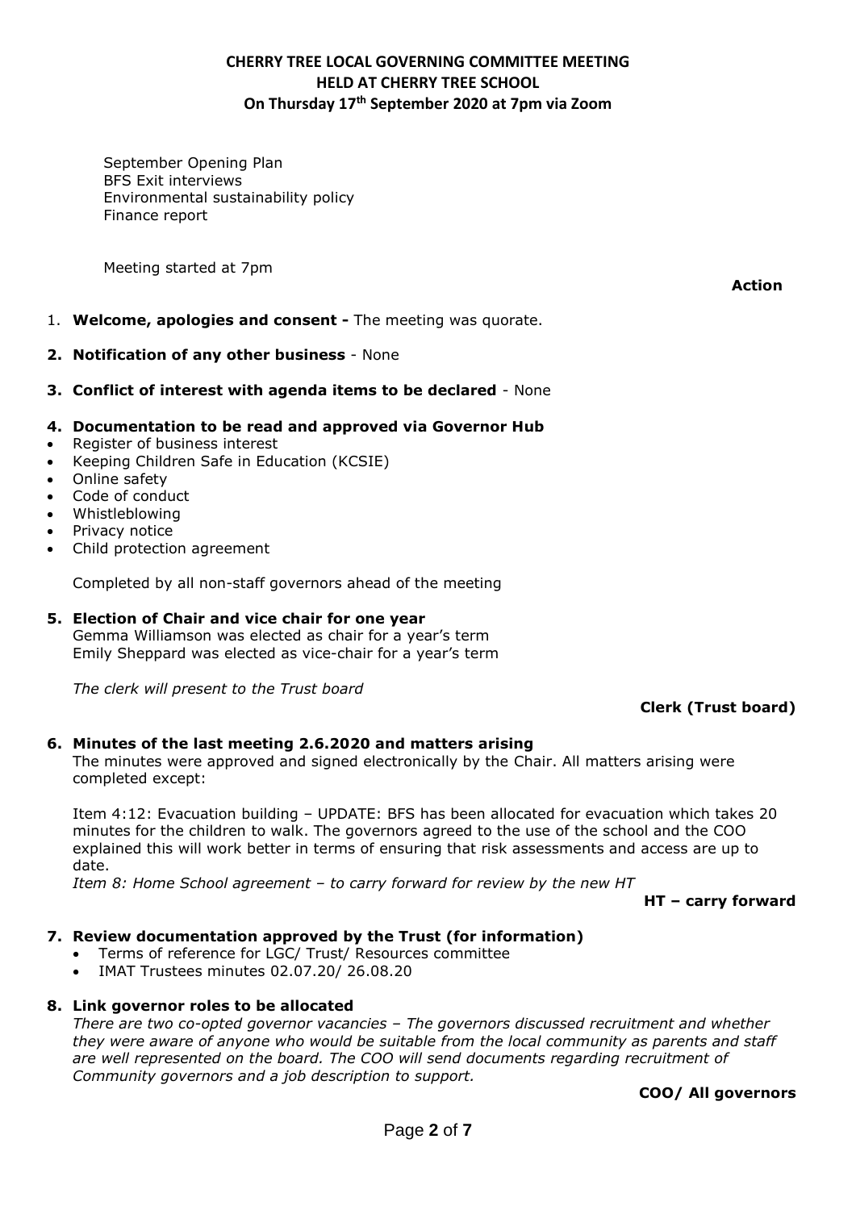**CHERRY TREE LOCAL GOVERNING COMMITTEE MEETING**
**HELD AT CHERRY TREE SCHOOL**
**On Thursday 17th September 2020 at 7pm via Zoom**

September Opening Plan
BFS Exit interviews
Environmental sustainability policy
Finance report

Meeting started at 7pm

**Action**

1. **Welcome, apologies and consent -** The meeting was quorate.

**2. Notification of any other business** - None

**3. Conflict of interest with agenda items to be declared** - None

**4. Documentation to be read and approved via Governor Hub**

- Register of business interest
- Keeping Children Safe in Education (KCSIE)
- Online safety
- Code of conduct
- Whistleblowing
- Privacy notice
- Child protection agreement

Completed by all non-staff governors ahead of the meeting

**5. Election of Chair and vice chair for one year**

Gemma Williamson was elected as chair for a year's term
Emily Sheppard was elected as vice-chair for a year's term

*The clerk will present to the Trust board*

**Clerk (Trust board)**

**6. Minutes of the last meeting 2.6.2020 and matters arising**

The minutes were approved and signed electronically by the Chair. All matters arising were completed except:

Item 4:12: Evacuation building – UPDATE: BFS has been allocated for evacuation which takes 20 minutes for the children to walk. The governors agreed to the use of the school and the COO explained this will work better in terms of ensuring that risk assessments and access are up to date.

*Item 8: Home School agreement – to carry forward for review by the new HT*

**HT – carry forward**

**7. Review documentation approved by the Trust (for information)**

- Terms of reference for LGC/ Trust/ Resources committee
- IMAT Trustees minutes 02.07.20/ 26.08.20

**8. Link governor roles to be allocated**

*There are two co-opted governor vacancies – The governors discussed recruitment and whether they were aware of anyone who would be suitable from the local community as parents and staff are well represented on the board. The COO will send documents regarding recruitment of Community governors and a job description to support.*

**COO/ All governors**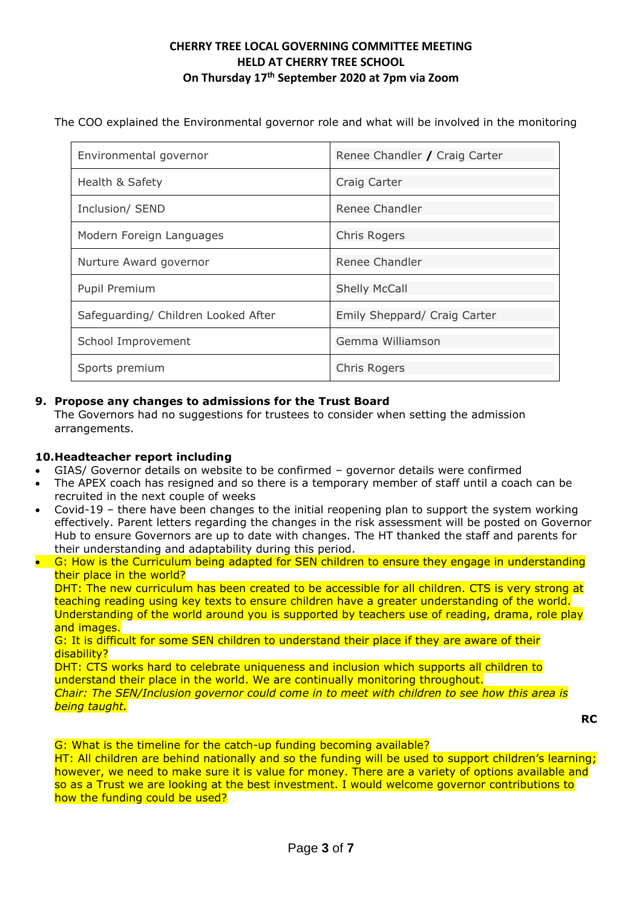**CHERRY TREE LOCAL GOVERNING COMMITTEE MEETING**
**HELD AT CHERRY TREE SCHOOL**
**On Thursday 17th September 2020 at 7pm via Zoom**

The COO explained the Environmental governor role and what will be involved in the monitoring

| | |
|---|---|
| Environmental governor | Renee Chandler / Craig Carter |
| Health & Safety | Craig Carter |
| Inclusion/ SEND | Renee Chandler |
| Modern Foreign Languages | Chris Rogers |
| Nurture Award governor | Renee Chandler |
| Pupil Premium | Shelly McCall |
| Safeguarding/ Children Looked After | Emily Sheppard/ Craig Carter |
| School Improvement | Gemma Williamson |
| Sports premium | Chris Rogers |

**9. Propose any changes to admissions for the Trust Board**

The Governors had no suggestions for trustees to consider when setting the admission arrangements.

**10. Headteacher report including**

- GIAS/ Governor details on website to be confirmed – governor details were confirmed
- The APEX coach has resigned and so there is a temporary member of staff until a coach can be recruited in the next couple of weeks
- Covid-19 – there have been changes to the initial reopening plan to support the system working effectively. Parent letters regarding the changes in the risk assessment will be posted on Governor Hub to ensure Governors are up to date with changes. The HT thanked the staff and parents for their understanding and adaptability during this period.
- G: How is the Curriculum being adapted for SEN children to ensure they engage in understanding their place in the world?
  DHT: The new curriculum has been created to be accessible for all children. CTS is very strong at teaching reading using key texts to ensure children have a greater understanding of the world. Understanding of the world around you is supported by teachers use of reading, drama, role play and images.
  G: It is difficult for some SEN children to understand their place if they are aware of their disability?
  DHT: CTS works hard to celebrate uniqueness and inclusion which supports all children to understand their place in the world. We are continually monitoring throughout.
  *Chair: The SEN/Inclusion governor could come in to meet with children to see how this area is being taught.*

**RC**

G: What is the timeline for the catch-up funding becoming available?
HT: All children are behind nationally and so the funding will be used to support children's learning; however, we need to make sure it is value for money. There are a variety of options available and so as a Trust we are looking at the best investment. I would welcome governor contributions to how the funding could be used?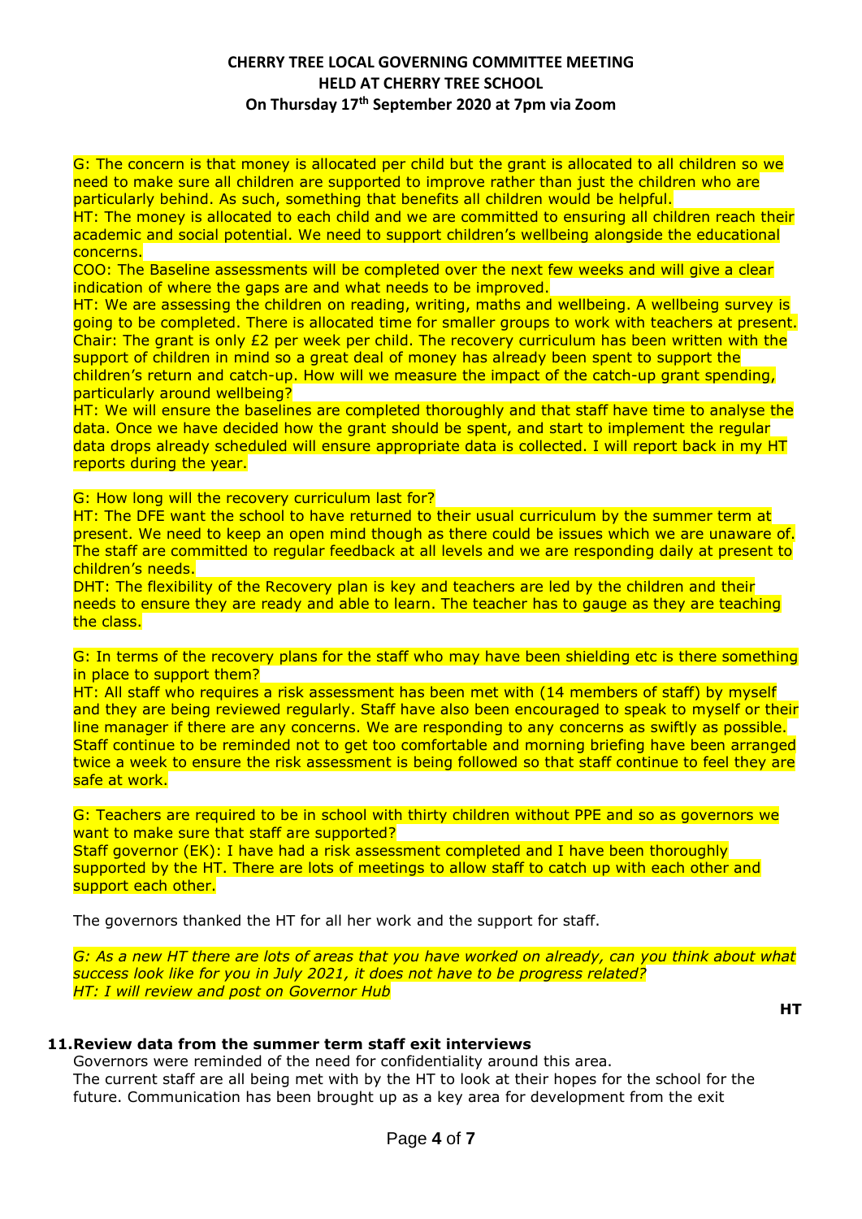G: The concern is that money is allocated per child but the grant is allocated to all children so we need to make sure all children are supported to improve rather than just the children who are particularly behind. As such, something that benefits all children would be helpful.
HT: The money is allocated to each child and we are committed to ensuring all children reach their academic and social potential. We need to support children's wellbeing alongside the educational concerns.
COO: The Baseline assessments will be completed over the next few weeks and will give a clear indication of where the gaps are and what needs to be improved.
HT: We are assessing the children on reading, writing, maths and wellbeing. A wellbeing survey is going to be completed. There is allocated time for smaller groups to work with teachers at present.
Chair: The grant is only £2 per week per child. The recovery curriculum has been written with the support of children in mind so a great deal of money has already been spent to support the children's return and catch-up. How will we measure the impact of the catch-up grant spending, particularly around wellbeing?
HT: We will ensure the baselines are completed thoroughly and that staff have time to analyse the data. Once we have decided how the grant should be spent, and start to implement the regular data drops already scheduled will ensure appropriate data is collected. I will report back in my HT reports during the year.

G: How long will the recovery curriculum last for?
HT: The DFE want the school to have returned to their usual curriculum by the summer term at present. We need to keep an open mind though as there could be issues which we are unaware of. The staff are committed to regular feedback at all levels and we are responding daily at present to children's needs.
DHT: The flexibility of the Recovery plan is key and teachers are led by the children and their needs to ensure they are ready and able to learn. The teacher has to gauge as they are teaching the class.

G: In terms of the recovery plans for the staff who may have been shielding etc is there something in place to support them?
HT: All staff who requires a risk assessment has been met with (14 members of staff) by myself and they are being reviewed regularly. Staff have also been encouraged to speak to myself or their line manager if there are any concerns. We are responding to any concerns as swiftly as possible. Staff continue to be reminded not to get too comfortable and morning briefing have been arranged twice a week to ensure the risk assessment is being followed so that staff continue to feel they are safe at work.

G: Teachers are required to be in school with thirty children without PPE and so as governors we want to make sure that staff are supported?
Staff governor (EK): I have had a risk assessment completed and I have been thoroughly supported by the HT. There are lots of meetings to allow staff to catch up with each other and support each other.

The governors thanked the HT for all her work and the support for staff.

*G: As a new HT there are lots of areas that you have worked on already, can you think about what success look like for you in July 2021, it does not have to be progress related?*
*HT: I will review and post on Governor Hub*

**HT**

**11. Review data from the summer term staff exit interviews**

Governors were reminded of the need for confidentiality around this area.
The current staff are all being met with by the HT to look at their hopes for the school for the future. Communication has been brought up as a key area for development from the exit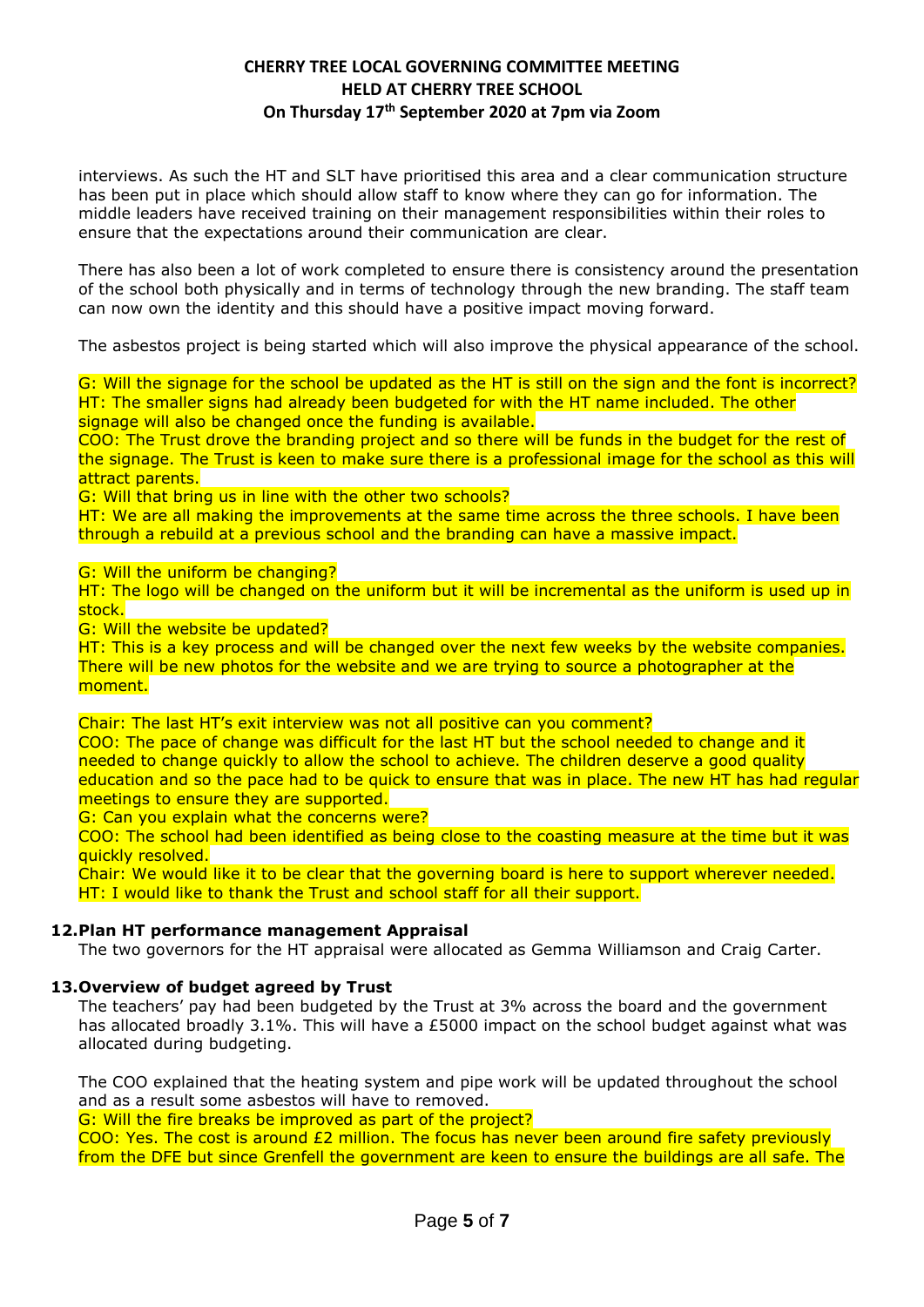interviews. As such the HT and SLT have prioritised this area and a clear communication structure has been put in place which should allow staff to know where they can go for information. The middle leaders have received training on their management responsibilities within their roles to ensure that the expectations around their communication are clear.

There has also been a lot of work completed to ensure there is consistency around the presentation of the school both physically and in terms of technology through the new branding. The staff team can now own the identity and this should have a positive impact moving forward.

The asbestos project is being started which will also improve the physical appearance of the school.

G: Will the signage for the school be updated as the HT is still on the sign and the font is incorrect?
HT: The smaller signs had already been budgeted for with the HT name included. The other signage will also be changed once the funding is available.
COO: The Trust drove the branding project and so there will be funds in the budget for the rest of the signage. The Trust is keen to make sure there is a professional image for the school as this will attract parents.
G: Will that bring us in line with the other two schools?
HT: We are all making the improvements at the same time across the three schools. I have been through a rebuild at a previous school and the branding can have a massive impact.

G: Will the uniform be changing?
HT: The logo will be changed on the uniform but it will be incremental as the uniform is used up in stock.
G: Will the website be updated?
HT: This is a key process and will be changed over the next few weeks by the website companies. There will be new photos for the website and we are trying to source a photographer at the moment.

Chair: The last HT's exit interview was not all positive can you comment?
COO: The pace of change was difficult for the last HT but the school needed to change and it needed to change quickly to allow the school to achieve. The children deserve a good quality education and so the pace had to be quick to ensure that was in place. The new HT has had regular meetings to ensure they are supported.
G: Can you explain what the concerns were?
COO: The school had been identified as being close to the coasting measure at the time but it was quickly resolved.
Chair: We would like it to be clear that the governing board is here to support wherever needed.
HT: I would like to thank the Trust and school staff for all their support.

**12. Plan HT performance management Appraisal**

The two governors for the HT appraisal were allocated as Gemma Williamson and Craig Carter.

**13. Overview of budget agreed by Trust**

The teachers' pay had been budgeted by the Trust at 3% across the board and the government has allocated broadly 3.1%. This will have a £5000 impact on the school budget against what was allocated during budgeting.

The COO explained that the heating system and pipe work will be updated throughout the school and as a result some asbestos will have to removed.
G: Will the fire breaks be improved as part of the project?
COO: Yes. The cost is around £2 million. The focus has never been around fire safety previously from the DFE but since Grenfell the government are keen to ensure the buildings are all safe. The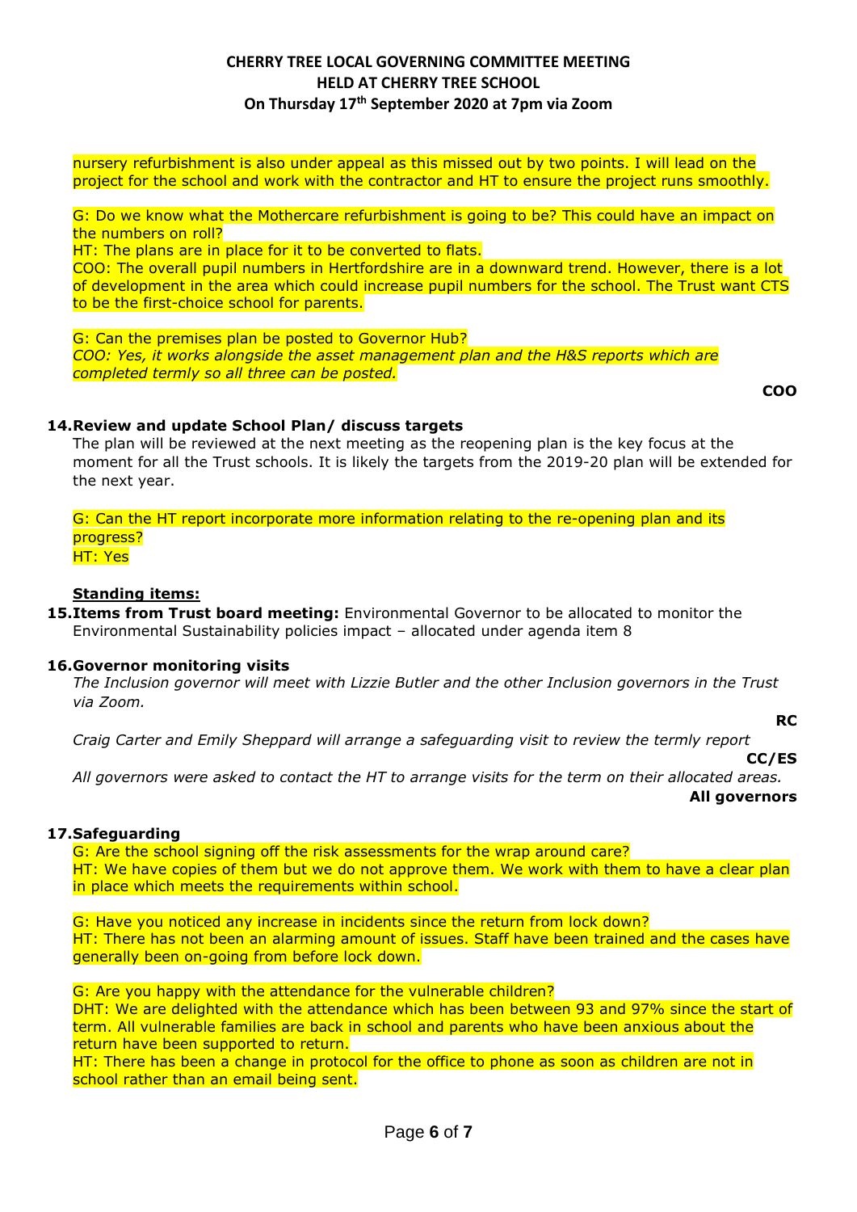nursery refurbishment is also under appeal as this missed out by two points. I will lead on the project for the school and work with the contractor and HT to ensure the project runs smoothly.

G: Do we know what the Mothercare refurbishment is going to be? This could have an impact on the numbers on roll?
HT: The plans are in place for it to be converted to flats.
COO: The overall pupil numbers in Hertfordshire are in a downward trend. However, there is a lot of development in the area which could increase pupil numbers for the school. The Trust want CTS to be the first-choice school for parents.

G: Can the premises plan be posted to Governor Hub?
*COO: Yes, it works alongside the asset management plan and the H&S reports which are completed termly so all three can be posted.*

**COO**

**14. Review and update School Plan/ discuss targets**

The plan will be reviewed at the next meeting as the reopening plan is the key focus at the moment for all the Trust schools. It is likely the targets from the 2019-20 plan will be extended for the next year.

G: Can the HT report incorporate more information relating to the re-opening plan and its progress?
HT: Yes

**Standing items:**

**15. Items from Trust board meeting:** Environmental Governor to be allocated to monitor the Environmental Sustainability policies impact – allocated under agenda item 8

**16. Governor monitoring visits**

*The Inclusion governor will meet with Lizzie Butler and the other Inclusion governors in the Trust via Zoom.*

**RC**

*Craig Carter and Emily Sheppard will arrange a safeguarding visit to review the termly report*

**CC/ES**

*All governors were asked to contact the HT to arrange visits for the term on their allocated areas.*

**All governors**

**17. Safeguarding**

G: Are the school signing off the risk assessments for the wrap around care?
HT: We have copies of them but we do not approve them. We work with them to have a clear plan in place which meets the requirements within school.

G: Have you noticed any increase in incidents since the return from lock down?
HT: There has not been an alarming amount of issues. Staff have been trained and the cases have generally been on-going from before lock down.

G: Are you happy with the attendance for the vulnerable children?
DHT: We are delighted with the attendance which has been between 93 and 97% since the start of term. All vulnerable families are back in school and parents who have been anxious about the return have been supported to return.
HT: There has been a change in protocol for the office to phone as soon as children are not in school rather than an email being sent.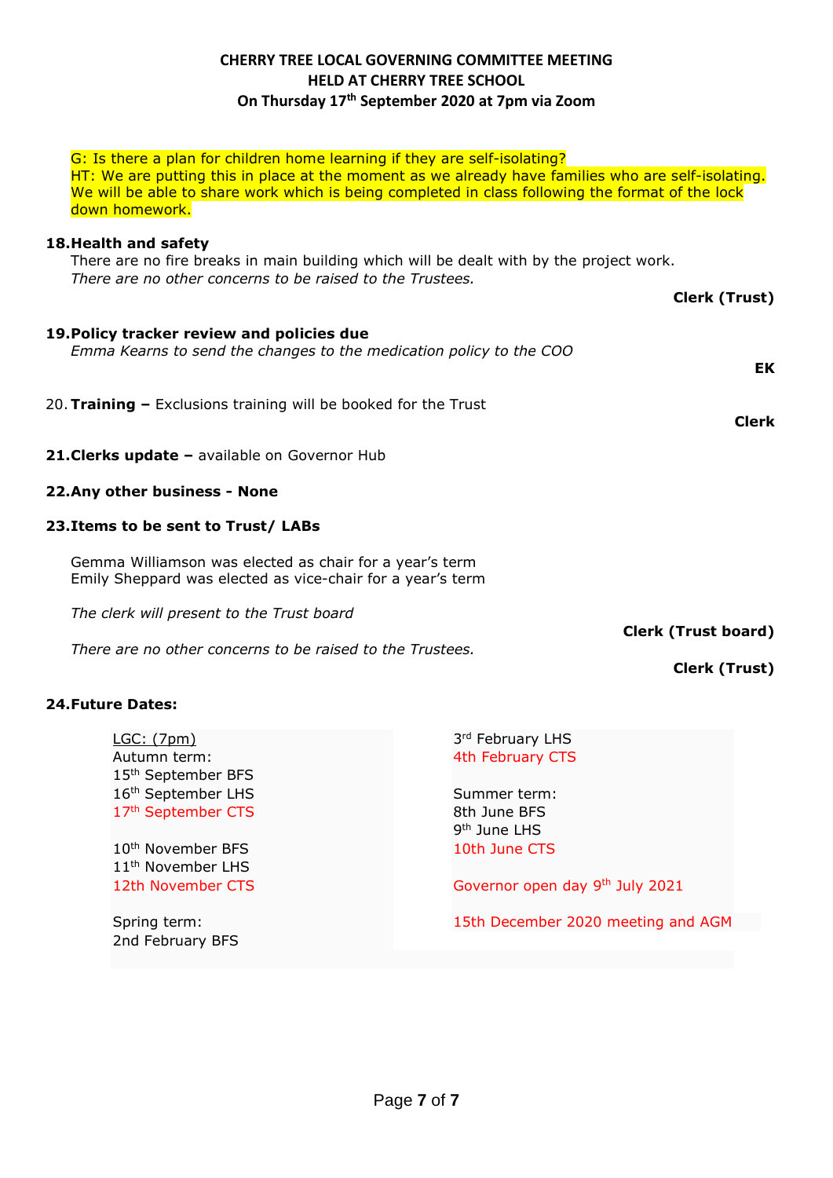**CHERRY TREE LOCAL GOVERNING COMMITTEE MEETING**
**HELD AT CHERRY TREE SCHOOL**
**On Thursday 17th September 2020 at 7pm via Zoom**

G: Is there a plan for children home learning if they are self-isolating?
HT: We are putting this in place at the moment as we already have families who are self-isolating. We will be able to share work which is being completed in class following the format of the lock down homework.

**18. Health and safety**

There are no fire breaks in main building which will be dealt with by the project work.
*There are no other concerns to be raised to the Trustees.*

**Clerk (Trust)**

**19. Policy tracker review and policies due**

*Emma Kearns to send the changes to the medication policy to the COO*

**EK**

20. **Training –** Exclusions training will be booked for the Trust

**Clerk**

**21. Clerks update –** available on Governor Hub

**22. Any other business - None**

**23. Items to be sent to Trust/ LABs**

Gemma Williamson was elected as chair for a year's term
Emily Sheppard was elected as vice-chair for a year's term

*The clerk will present to the Trust board*

**Clerk (Trust board)**

*There are no other concerns to be raised to the Trustees.*

**Clerk (Trust)**

**24. Future Dates:**

LGC: (7pm)
Autumn term:
15th September BFS
16th September LHS
17th September CTS

10th November BFS
11th November LHS
12th November CTS

Spring term:
2nd February BFS
3rd February LHS
4th February CTS

Summer term:
8th June BFS
9th June LHS
10th June CTS

Governor open day 9th July 2021

15th December 2020 meeting and AGM